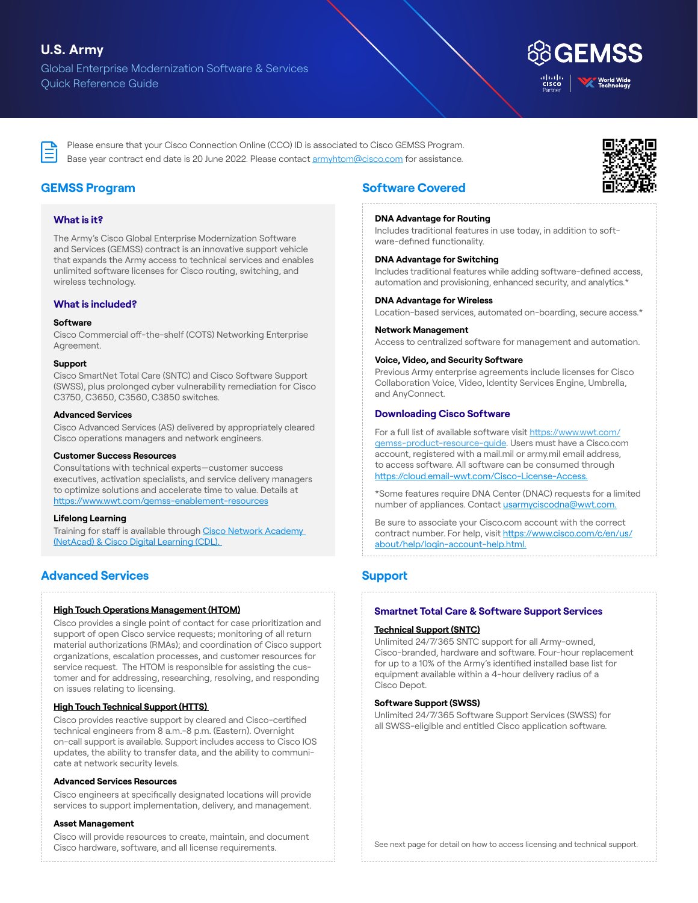# U.S. Army

Global Enterprise Modernization Software & Services
Quick Reference Guide

GEMSS

Please ensure that your Cisco Connection Online (CCO) ID is associated to Cisco GEMSS Program.
Base year contract end date is 20 June 2022. Please contact armyhtom@cisco.com for assistance.

## GEMSS Program

### What is it?

The Army's Cisco Global Enterprise Modernization Software and Services (GEMSS) contract is an innovative support vehicle that expands the Army access to technical services and enables unlimited software licenses for Cisco routing, switching, and wireless technology.

### What is included?

**Software**

Cisco Commercial off-the-shelf (COTS) Networking Enterprise Agreement.

**Support**

Cisco SmartNet Total Care (SNTC) and Cisco Software Support (SWSS), plus prolonged cyber vulnerability remediation for Cisco C3750, C3650, C3560, C3850 switches.

**Advanced Services**

Cisco Advanced Services (AS) delivered by appropriately cleared Cisco operations managers and network engineers.

**Customer Success Resources**

Consultations with technical experts—customer success executives, activation specialists, and service delivery managers to optimize solutions and accelerate time to value. Details at https://www.wwt.com/gemss-enablement-resources

**Lifelong Learning**

Training for staff is available through Cisco Network Academy (NetAcad) & Cisco Digital Learning (CDL).

## Advanced Services

**High Touch Operations Management (HTOM)**

Cisco provides a single point of contact for case prioritization and support of open Cisco service requests; monitoring of all return material authorizations (RMAs); and coordination of Cisco support organizations, escalation processes, and customer resources for service request. The HTOM is responsible for assisting the customer and for addressing, researching, resolving, and responding on issues relating to licensing.

**High Touch Technical Support (HTTS)**

Cisco provides reactive support by cleared and Cisco-certified technical engineers from 8 a.m.-8 p.m. (Eastern). Overnight on-call support is available. Support includes access to Cisco IOS updates, the ability to transfer data, and the ability to communicate at network security levels.

**Advanced Services Resources**

Cisco engineers at specifically designated locations will provide services to support implementation, delivery, and management.

**Asset Management**

Cisco will provide resources to create, maintain, and document Cisco hardware, software, and all license requirements.

## Software Covered

**DNA Advantage for Routing**

Includes traditional features in use today, in addition to software-defined functionality.

**DNA Advantage for Switching**

Includes traditional features while adding software-defined access, automation and provisioning, enhanced security, and analytics.*

**DNA Advantage for Wireless**

Location-based services, automated on-boarding, secure access.*

**Network Management**

Access to centralized software for management and automation.

**Voice, Video, and Security Software**

Previous Army enterprise agreements include licenses for Cisco Collaboration Voice, Video, Identity Services Engine, Umbrella, and AnyConnect.

### Downloading Cisco Software

For a full list of available software visit https://www.wwt.com/gemss-product-resource-guide. Users must have a Cisco.com account, registered with a mail.mil or army.mil email address, to access software. All software can be consumed through https://cloud.email-wwt.com/Cisco-License-Access.

*Some features require DNA Center (DNAC) requests for a limited number of appliances. Contact usarmyciscodna@wwt.com.

Be sure to associate your Cisco.com account with the correct contract number. For help, visit https://www.cisco.com/c/en/us/about/help/login-account-help.html.

## Support

### Smartnet Total Care & Software Support Services

**Technical Support (SNTC)**

Unlimited 24/7/365 SNTC support for all Army-owned, Cisco-branded, hardware and software. Four-hour replacement for up to a 10% of the Army's identified installed base list for equipment available within a 4-hour delivery radius of a Cisco Depot.

**Software Support (SWSS)**

Unlimited 24/7/365 Software Support Services (SWSS) for all SWSS-eligible and entitled Cisco application software.

See next page for detail on how to access licensing and technical support.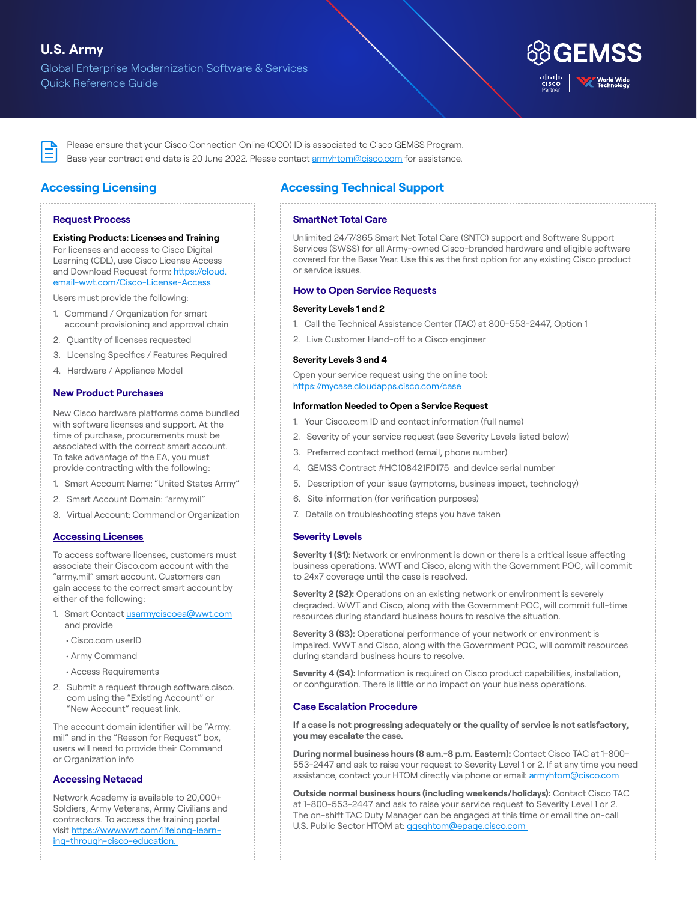# U.S. Army

Global Enterprise Modernization Software & Services
Quick Reference Guide

GEMSS

Please ensure that your Cisco Connection Online (CCO) ID is associated to Cisco GEMSS Program.
Base year contract end date is 20 June 2022. Please contact armyhtom@cisco.com for assistance.

## Accessing Licensing

### Request Process

**Existing Products: Licenses and Training**

For licenses and access to Cisco Digital Learning (CDL), use Cisco License Access and Download Request form: https://cloud.email-wwt.com/Cisco-License-Access

Users must provide the following:

1. Command / Organization for smart account provisioning and approval chain
2. Quantity of licenses requested
3. Licensing Specifics / Features Required
4. Hardware / Appliance Model

### New Product Purchases

New Cisco hardware platforms come bundled with software licenses and support. At the time of purchase, procurements must be associated with the correct smart account. To take advantage of the EA, you must provide contracting with the following:

1. Smart Account Name: "United States Army"
2. Smart Account Domain: "army.mil"
3. Virtual Account: Command or Organization

### Accessing Licenses

To access software licenses, customers must associate their Cisco.com account with the "army.mil" smart account. Customers can gain access to the correct smart account by either of the following:

1. Smart Contact usarmyciscoea@wwt.com and provide
   - Cisco.com userID
   - Army Command
   - Access Requirements
2. Submit a request through software.cisco.com using the "Existing Account" or "New Account" request link.

The account domain identifier will be "Army.mil" and in the "Reason for Request" box, users will need to provide their Command or Organization info

### Accessing Netacad

Network Academy is available to 20,000+ Soldiers, Army Veterans, Army Civilians and contractors. To access the training portal visit https://www.wwt.com/lifelong-learning-through-cisco-education.

## Accessing Technical Support

### SmartNet Total Care

Unlimited 24/7/365 Smart Net Total Care (SNTC) support and Software Support Services (SWSS) for all Army-owned Cisco-branded hardware and eligible software covered for the Base Year. Use this as the first option for any existing Cisco product or service issues.

### How to Open Service Requests

**Severity Levels 1 and 2**

1. Call the Technical Assistance Center (TAC) at 800-553-2447, Option 1
2. Live Customer Hand-off to a Cisco engineer

**Severity Levels 3 and 4**

Open your service request using the online tool: https://mycase.cloudapps.cisco.com/case

**Information Needed to Open a Service Request**

1. Your Cisco.com ID and contact information (full name)
2. Severity of your service request (see Severity Levels listed below)
3. Preferred contact method (email, phone number)
4. GEMSS Contract #HC108421F0175 and device serial number
5. Description of your issue (symptoms, business impact, technology)
6. Site information (for verification purposes)
7. Details on troubleshooting steps you have taken

### Severity Levels

**Severity 1 (S1):** Network or environment is down or there is a critical issue affecting business operations. WWT and Cisco, along with the Government POC, will commit to 24x7 coverage until the case is resolved.

**Severity 2 (S2):** Operations on an existing network or environment is severely degraded. WWT and Cisco, along with the Government POC, will commit full-time resources during standard business hours to resolve the situation.

**Severity 3 (S3):** Operational performance of your network or environment is impaired. WWT and Cisco, along with the Government POC, will commit resources during standard business hours to resolve.

**Severity 4 (S4):** Information is required on Cisco product capabilities, installation, or configuration. There is little or no impact on your business operations.

### Case Escalation Procedure

**If a case is not progressing adequately or the quality of service is not satisfactory, you may escalate the case.**

**During normal business hours (8 a.m.-8 p.m. Eastern):** Contact Cisco TAC at 1-800-553-2447 and ask to raise your request to Severity Level 1 or 2. If at any time you need assistance, contact your HTOM directly via phone or email: armyhtom@cisco.com

**Outside normal business hours (including weekends/holidays):** Contact Cisco TAC at 1-800-553-2447 and ask to raise your service request to Severity Level 1 or 2. The on-shift TAC Duty Manager can be engaged at this time or email the on-call U.S. Public Sector HTOM at: gqsghtom@epage.cisco.com